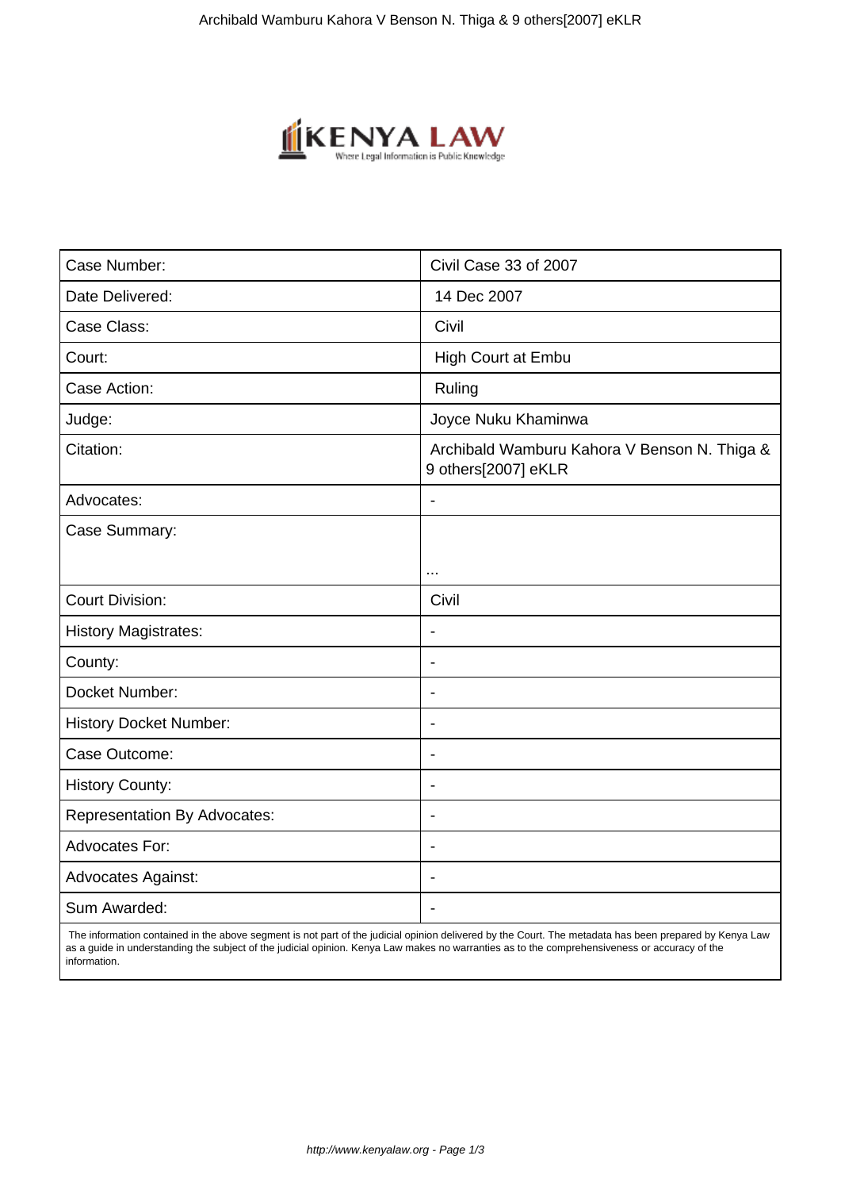| Case Number: | Civil Case 33 of 2007 |
| --- | --- |
| Date Delivered: | 14 Dec 2007 |
| Case Class: | Civil |
| Court: | High Court at Embu |
| Case Action: | Ruling |
| Judge: | Joyce Nuku Khaminwa |
| Citation: | Archibald Wamburu Kahora V Benson N. Thiga & 9 others[2007] eKLR |
| Advocates: | - |
| Case Summary: | ... |
| Court Division: | Civil |
| History Magistrates: | - |
| County: | - |
| Docket Number: | - |
| History Docket Number: | - |
| Case Outcome: | - |
| History County: | - |
| Representation By Advocates: | - |
| Advocates For: | - |
| Advocates Against: | - |
| Sum Awarded: | - |

The information contained in the above segment is not part of the judicial opinion delivered by the Court. The metadata has been prepared by Kenya Law as a guide in understanding the subject of the judicial opinion. Kenya Law makes no warranties as to the comprehensiveness or accuracy of the information.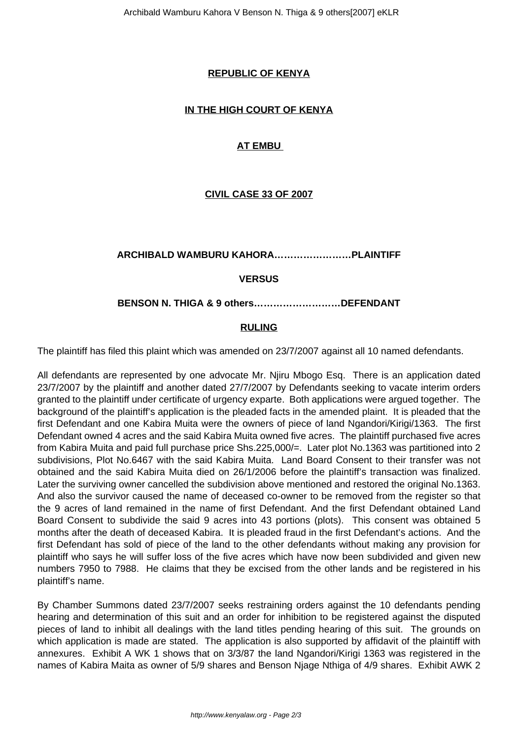**REPUBLIC OF KENYA**

**IN THE HIGH COURT OF KENYA**

**AT EMBU**

**CIVIL CASE 33 OF 2007**

**ARCHIBALD WAMBURU KAHORA……………………PLAINTIFF**

**VERSUS**

**BENSON N. THIGA & 9 others………………………DEFENDANT**

**RULING**

The plaintiff has filed this plaint which was amended on 23/7/2007 against all 10 named defendants.

All defendants are represented by one advocate Mr. Njiru Mbogo Esq. There is an application dated 23/7/2007 by the plaintiff and another dated 27/7/2007 by Defendants seeking to vacate interim orders granted to the plaintiff under certificate of urgency exparte. Both applications were argued together. The background of the plaintiff's application is the pleaded facts in the amended plaint. It is pleaded that the first Defendant and one Kabira Muita were the owners of piece of land Ngandori/Kirigi/1363. The first Defendant owned 4 acres and the said Kabira Muita owned five acres. The plaintiff purchased five acres from Kabira Muita and paid full purchase price Shs.225,000/=. Later plot No.1363 was partitioned into 2 subdivisions, Plot No.6467 with the said Kabira Muita. Land Board Consent to their transfer was not obtained and the said Kabira Muita died on 26/1/2006 before the plaintiff's transaction was finalized. Later the surviving owner cancelled the subdivision above mentioned and restored the original No.1363. And also the survivor caused the name of deceased co-owner to be removed from the register so that the 9 acres of land remained in the name of first Defendant. And the first Defendant obtained Land Board Consent to subdivide the said 9 acres into 43 portions (plots). This consent was obtained 5 months after the death of deceased Kabira. It is pleaded fraud in the first Defendant's actions. And the first Defendant has sold of piece of the land to the other defendants without making any provision for plaintiff who says he will suffer loss of the five acres which have now been subdivided and given new numbers 7950 to 7988. He claims that they be excised from the other lands and be registered in his plaintiff's name.

By Chamber Summons dated 23/7/2007 seeks restraining orders against the 10 defendants pending hearing and determination of this suit and an order for inhibition to be registered against the disputed pieces of land to inhibit all dealings with the land titles pending hearing of this suit. The grounds on which application is made are stated. The application is also supported by affidavit of the plaintiff with annexures. Exhibit A WK 1 shows that on 3/3/87 the land Ngandori/Kirigi 1363 was registered in the names of Kabira Maita as owner of 5/9 shares and Benson Njage Nthiga of 4/9 shares. Exhibit AWK 2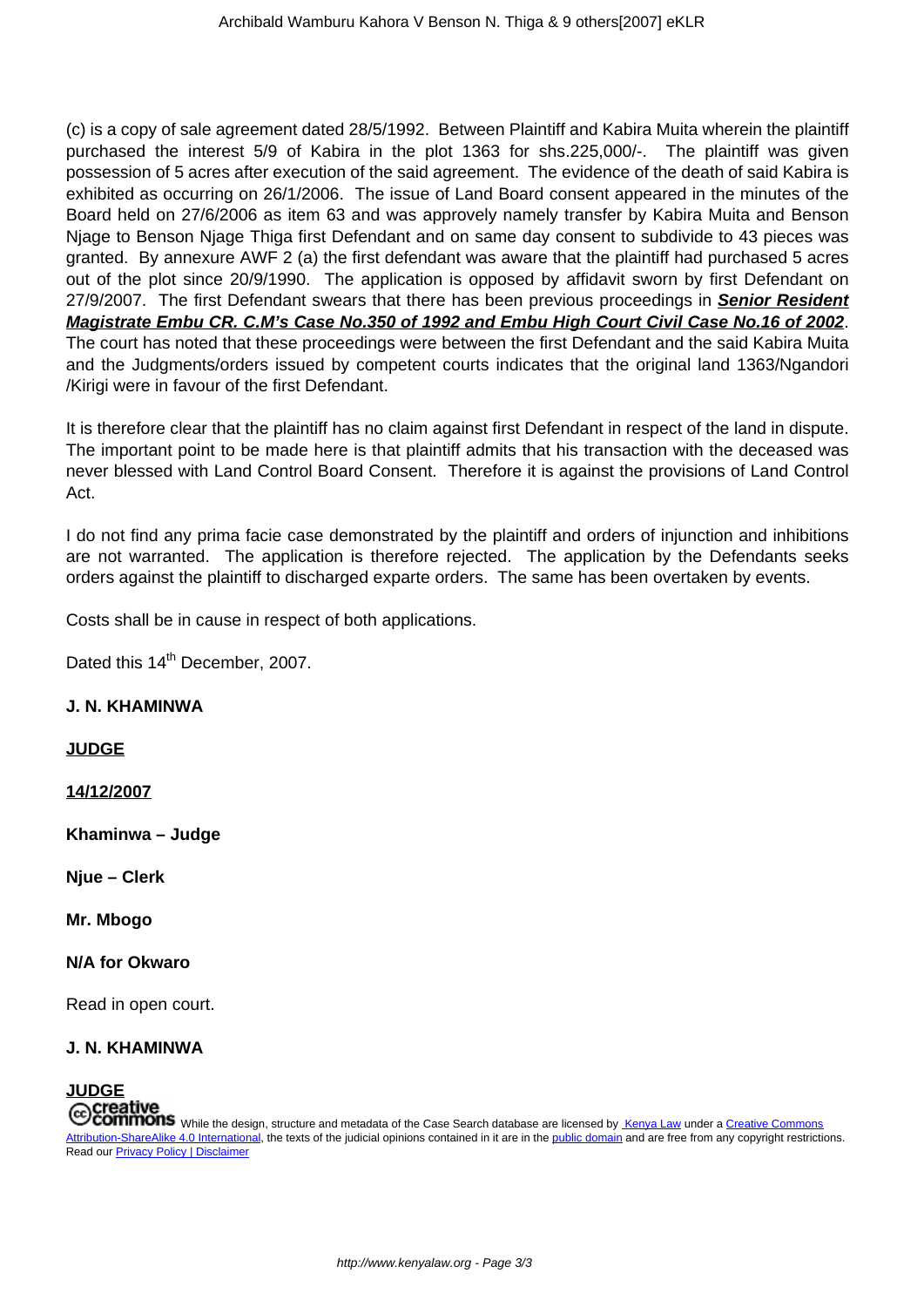(c) is a copy of sale agreement dated 28/5/1992. Between Plaintiff and Kabira Muita wherein the plaintiff purchased the interest 5/9 of Kabira in the plot 1363 for shs.225,000/-. The plaintiff was given possession of 5 acres after execution of the said agreement. The evidence of the death of said Kabira is exhibited as occurring on 26/1/2006. The issue of Land Board consent appeared in the minutes of the Board held on 27/6/2006 as item 63 and was approvely namely transfer by Kabira Muita and Benson Njage to Benson Njage Thiga first Defendant and on same day consent to subdivide to 43 pieces was granted. By annexure AWF 2 (a) the first defendant was aware that the plaintiff had purchased 5 acres out of the plot since 20/9/1990. The application is opposed by affidavit sworn by first Defendant on 27/9/2007. The first Defendant swears that there has been previous proceedings in **Senior Resident Magistrate Embu CR. C.M's Case No.350 of 1992 and Embu High Court Civil Case No.16 of 2002**. The court has noted that these proceedings were between the first Defendant and the said Kabira Muita and the Judgments/orders issued by competent courts indicates that the original land 1363/Ngandori /Kirigi were in favour of the first Defendant.

It is therefore clear that the plaintiff has no claim against first Defendant in respect of the land in dispute. The important point to be made here is that plaintiff admits that his transaction with the deceased was never blessed with Land Control Board Consent. Therefore it is against the provisions of Land Control Act.

I do not find any prima facie case demonstrated by the plaintiff and orders of injunction and inhibitions are not warranted. The application is therefore rejected. The application by the Defendants seeks orders against the plaintiff to discharged exparte orders. The same has been overtaken by events.

Costs shall be in cause in respect of both applications.

Dated this 14th December, 2007.

**J. N. KHAMINWA**

**JUDGE**

**14/12/2007**

**Khaminwa – Judge**

**Njue – Clerk**

**Mr. Mbogo**

**N/A for Okwaro**

Read in open court.

**J. N. KHAMINWA**

**JUDGE**

While the design, structure and metadata of the Case Search database are licensed by Kenya Law under a Creative Commons Attribution-ShareAlike 4.0 International, the texts of the judicial opinions contained in it are in the public domain and are free from any copyright restrictions. Read our Privacy Policy | Disclaimer